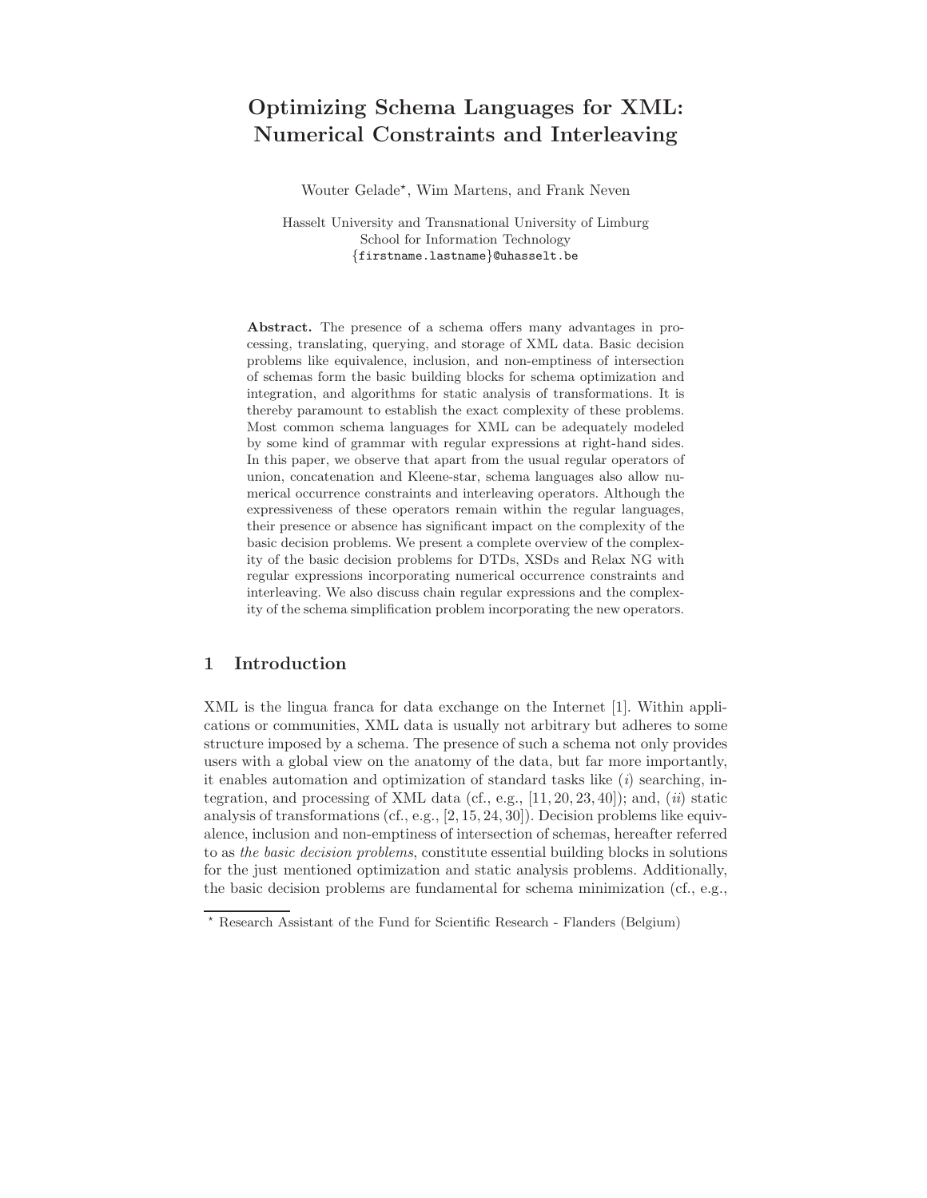# Optimizing Schema Languages for XML: Numerical Constraints and Interleaving

Wouter Gelade*, Wim Martens, and Frank Neven

Hasselt University and Transnational University of Limburg
School for Information Technology
{firstname.lastname}@uhasselt.be

**Abstract.** The presence of a schema offers many advantages in processing, translating, querying, and storage of XML data. Basic decision problems like equivalence, inclusion, and non-emptiness of intersection of schemas form the basic building blocks for schema optimization and integration, and algorithms for static analysis of transformations. It is thereby paramount to establish the exact complexity of these problems. Most common schema languages for XML can be adequately modeled by some kind of grammar with regular expressions at right-hand sides. In this paper, we observe that apart from the usual regular operators of union, concatenation and Kleene-star, schema languages also allow numerical occurrence constraints and interleaving operators. Although the expressiveness of these operators remain within the regular languages, their presence or absence has significant impact on the complexity of the basic decision problems. We present a complete overview of the complexity of the basic decision problems for DTDs, XSDs and Relax NG with regular expressions incorporating numerical occurrence constraints and interleaving. We also discuss chain regular expressions and the complexity of the schema simplification problem incorporating the new operators.

## 1 Introduction

XML is the lingua franca for data exchange on the Internet [1]. Within applications or communities, XML data is usually not arbitrary but adheres to some structure imposed by a schema. The presence of such a schema not only provides users with a global view on the anatomy of the data, but far more importantly, it enables automation and optimization of standard tasks like (*i*) searching, integration, and processing of XML data (cf., e.g., [11, 20, 23, 40]); and, (*ii*) static analysis of transformations (cf., e.g., [2, 15, 24, 30]). Decision problems like equivalence, inclusion and non-emptiness of intersection of schemas, hereafter referred to as *the basic decision problems*, constitute essential building blocks in solutions for the just mentioned optimization and static analysis problems. Additionally, the basic decision problems are fundamental for schema minimization (cf., e.g.,

* Research Assistant of the Fund for Scientific Research - Flanders (Belgium)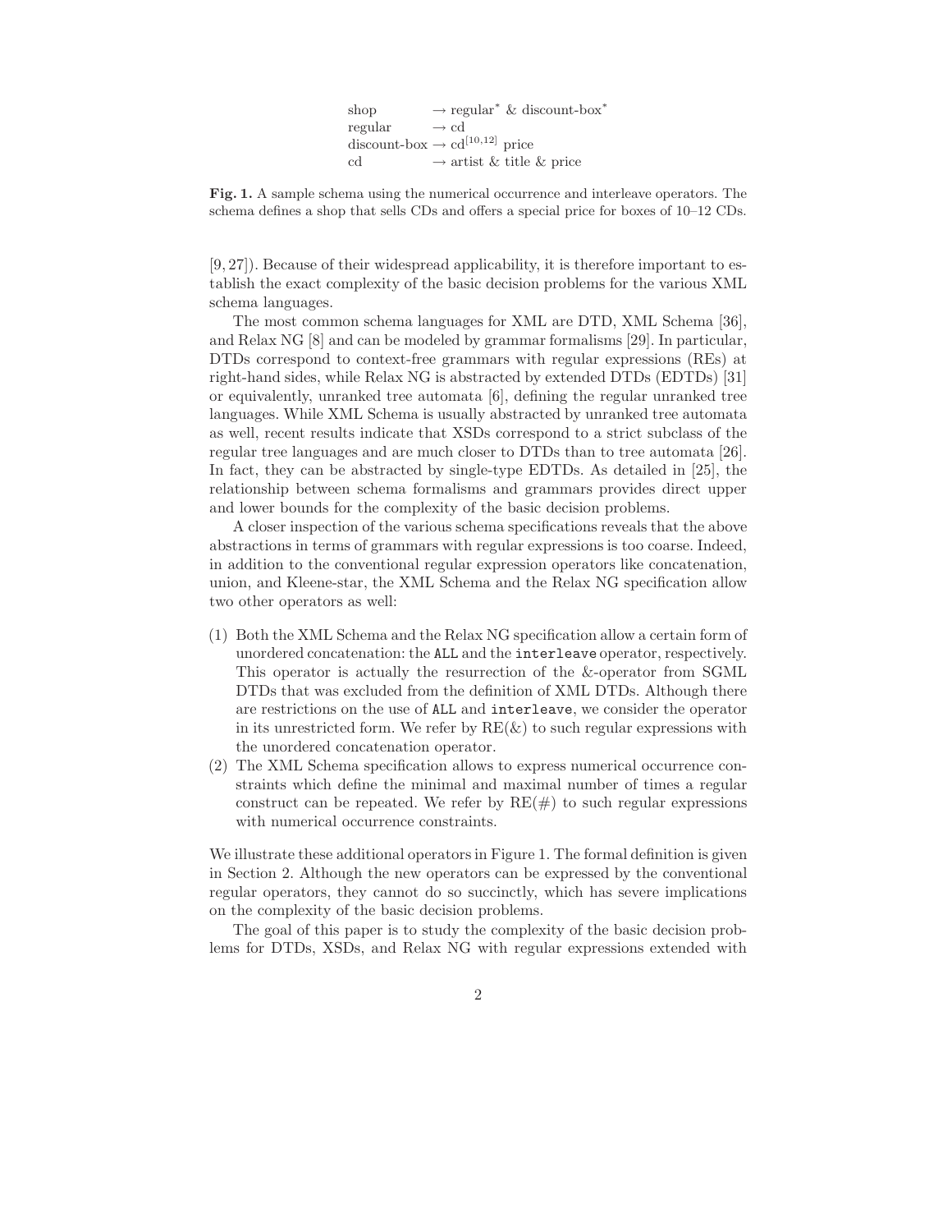| | | |
|---|---|---|
| shop | $\rightarrow$ | $\text{regular}^* \ \& \ \text{discount-box}^*$ |
| regular | $\rightarrow$ | cd |
| discount-box | $\rightarrow$ | $\text{cd}^{[10,12]}$ price |
| cd | $\rightarrow$ | artist & title & price |

**Fig. 1.** A sample schema using the numerical occurrence and interleave operators. The schema defines a shop that sells CDs and offers a special price for boxes of 10–12 CDs.

[9, 27]). Because of their widespread applicability, it is therefore important to establish the exact complexity of the basic decision problems for the various XML schema languages.

The most common schema languages for XML are DTD, XML Schema [36], and Relax NG [8] and can be modeled by grammar formalisms [29]. In particular, DTDs correspond to context-free grammars with regular expressions (REs) at right-hand sides, while Relax NG is abstracted by extended DTDs (EDTDs) [31] or equivalently, unranked tree automata [6], defining the regular unranked tree languages. While XML Schema is usually abstracted by unranked tree automata as well, recent results indicate that XSDs correspond to a strict subclass of the regular tree languages and are much closer to DTDs than to tree automata [26]. In fact, they can be abstracted by single-type EDTDs. As detailed in [25], the relationship between schema formalisms and grammars provides direct upper and lower bounds for the complexity of the basic decision problems.

A closer inspection of the various schema specifications reveals that the above abstractions in terms of grammars with regular expressions is too coarse. Indeed, in addition to the conventional regular expression operators like concatenation, union, and Kleene-star, the XML Schema and the Relax NG specification allow two other operators as well:

(1) Both the XML Schema and the Relax NG specification allow a certain form of unordered concatenation: the `ALL` and the `interleave` operator, respectively. This operator is actually the resurrection of the &-operator from SGML DTDs that was excluded from the definition of XML DTDs. Although there are restrictions on the use of `ALL` and `interleave`, we consider the operator in its unrestricted form. We refer by RE(&) to such regular expressions with the unordered concatenation operator.
(2) The XML Schema specification allows to express numerical occurrence constraints which define the minimal and maximal number of times a regular construct can be repeated. We refer by RE(#) to such regular expressions with numerical occurrence constraints.

We illustrate these additional operators in Figure 1. The formal definition is given in Section 2. Although the new operators can be expressed by the conventional regular operators, they cannot do so succinctly, which has severe implications on the complexity of the basic decision problems.

The goal of this paper is to study the complexity of the basic decision problems for DTDs, XSDs, and Relax NG with regular expressions extended with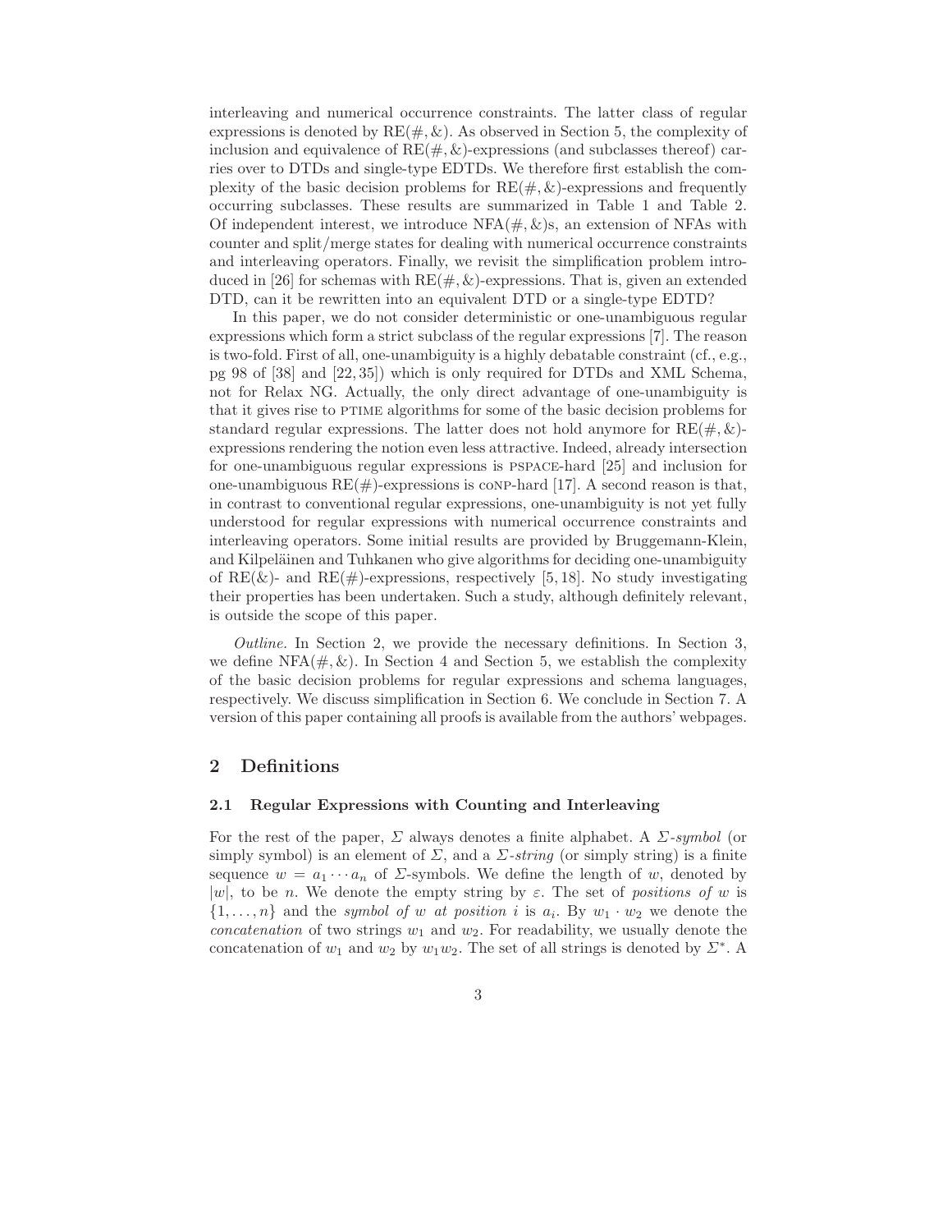interleaving and numerical occurrence constraints. The latter class of regular expressions is denoted by RE($\#, \&$). As observed in Section 5, the complexity of inclusion and equivalence of RE($\#, \&$)-expressions (and subclasses thereof) carries over to DTDs and single-type EDTDs. We therefore first establish the complexity of the basic decision problems for RE($\#, \&$)-expressions and frequently occurring subclasses. These results are summarized in Table 1 and Table 2. Of independent interest, we introduce NFA($\#, \&$)s, an extension of NFAs with counter and split/merge states for dealing with numerical occurrence constraints and interleaving operators. Finally, we revisit the simplification problem introduced in [26] for schemas with RE($\#, \&$)-expressions. That is, given an extended DTD, can it be rewritten into an equivalent DTD or a single-type EDTD?

In this paper, we do not consider deterministic or one-unambiguous regular expressions which form a strict subclass of the regular expressions [7]. The reason is two-fold. First of all, one-unambiguity is a highly debatable constraint (cf., e.g., pg 98 of [38] and [22, 35]) which is only required for DTDs and XML Schema, not for Relax NG. Actually, the only direct advantage of one-unambiguity is that it gives rise to PTIME algorithms for some of the basic decision problems for standard regular expressions. The latter does not hold anymore for RE($\#, \&$)-expressions rendering the notion even less attractive. Indeed, already intersection for one-unambiguous regular expressions is PSPACE-hard [25] and inclusion for one-unambiguous RE($\#$)-expressions is CONP-hard [17]. A second reason is that, in contrast to conventional regular expressions, one-unambiguity is not yet fully understood for regular expressions with numerical occurrence constraints and interleaving operators. Some initial results are provided by Bruggemann-Klein, and Kilpeläinen and Tuhkanen who give algorithms for deciding one-unambiguity of RE($\&$)- and RE($\#$)-expressions, respectively [5, 18]. No study investigating their properties has been undertaken. Such a study, although definitely relevant, is outside the scope of this paper.

*Outline.* In Section 2, we provide the necessary definitions. In Section 3, we define NFA($\#, \&$). In Section 4 and Section 5, we establish the complexity of the basic decision problems for regular expressions and schema languages, respectively. We discuss simplification in Section 6. We conclude in Section 7. A version of this paper containing all proofs is available from the authors' webpages.

## 2 Definitions

### 2.1 Regular Expressions with Counting and Interleaving

For the rest of the paper, $\Sigma$ always denotes a finite alphabet. A *$\Sigma$-symbol* (or simply symbol) is an element of $\Sigma$, and a *$\Sigma$-string* (or simply string) is a finite sequence $w = a_1 \cdots a_n$ of $\Sigma$-symbols. We define the length of $w$, denoted by $|w|$, to be $n$. We denote the empty string by $\varepsilon$. The set of *positions of* $w$ is $\{1, \ldots, n\}$ and the *symbol of* $w$ *at position* $i$ is $a_i$. By $w_1 \cdot w_2$ we denote the *concatenation* of two strings $w_1$ and $w_2$. For readability, we usually denote the concatenation of $w_1$ and $w_2$ by $w_1 w_2$. The set of all strings is denoted by $\Sigma^*$. A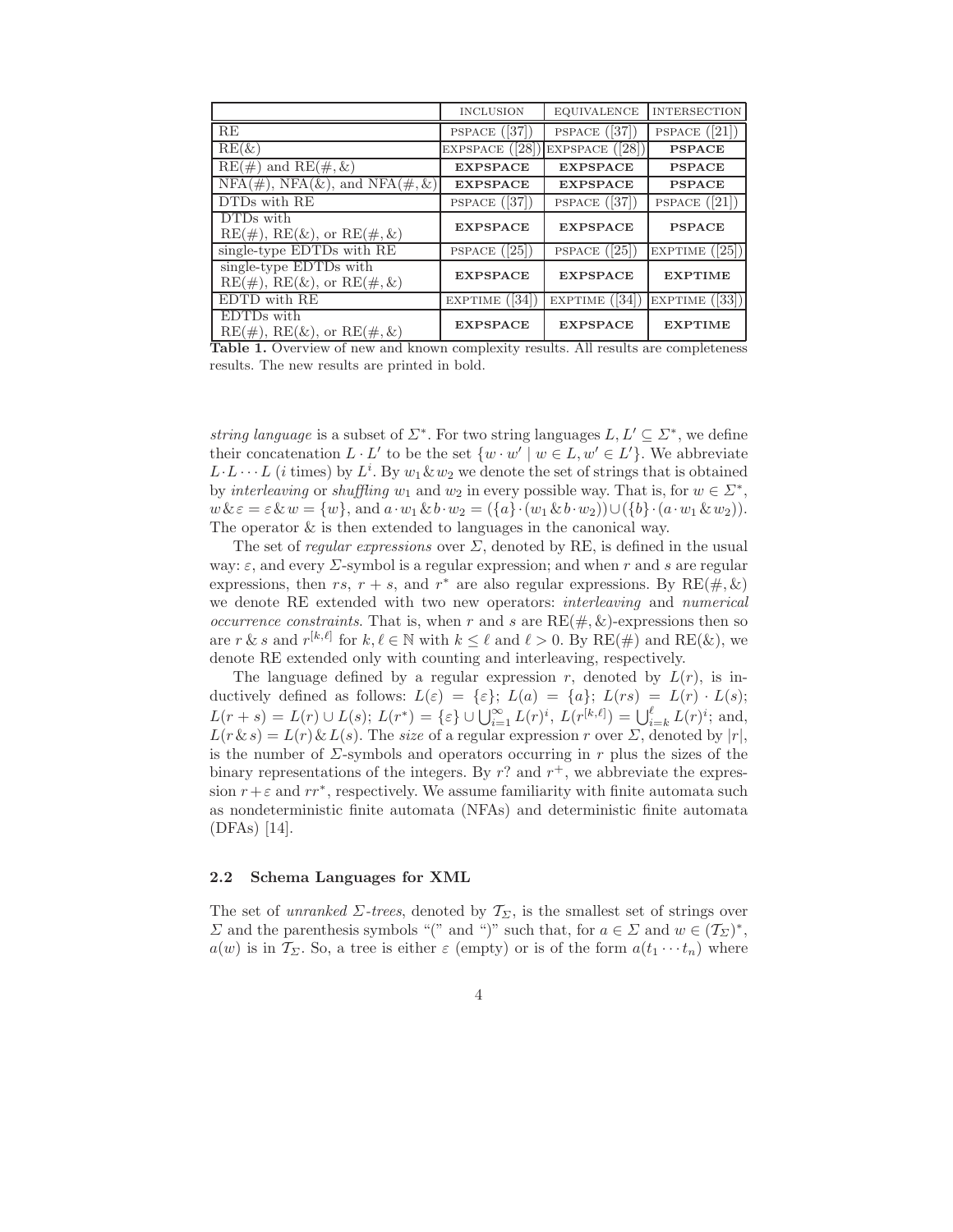| | INCLUSION | EQUIVALENCE | INTERSECTION |
|---|---|---|---|
| RE | PSPACE ([37]) | PSPACE ([37]) | PSPACE ([21]) |
| RE(&) | EXPSPACE ([28]) | EXPSPACE ([28]) | **PSPACE** |
| RE(#) and RE(#, &) | **EXPSPACE** | **EXPSPACE** | **PSPACE** |
| NFA(#), NFA(&), and NFA(#, &) | **EXPSPACE** | **EXPSPACE** | **PSPACE** |
| DTDs with RE | PSPACE ([37]) | PSPACE ([37]) | PSPACE ([21]) |
| DTDs with RE(#), RE(&), or RE(#, &) | **EXPSPACE** | **EXPSPACE** | **PSPACE** |
| single-type EDTDs with RE | PSPACE ([25]) | PSPACE ([25]) | EXPTIME ([25]) |
| single-type EDTDs with RE(#), RE(&), or RE(#, &) | **EXPSPACE** | **EXPSPACE** | **EXPTIME** |
| EDTD with RE | EXPTIME ([34]) | EXPTIME ([34]) | EXPTIME ([33]) |
| EDTDs with RE(#), RE(&), or RE(#, &) | **EXPSPACE** | **EXPSPACE** | **EXPTIME** |

**Table 1.** Overview of new and known complexity results. All results are completeness results. The new results are printed in bold.

*string language* is a subset of $\Sigma^*$. For two string languages $L, L' \subseteq \Sigma^*$, we define their concatenation $L \cdot L'$ to be the set $\{w \cdot w' \mid w \in L, w' \in L'\}$. We abbreviate $L \cdot L \cdots L$ ($i$ times) by $L^i$. By $w_1 \& w_2$ we denote the set of strings that is obtained by *interleaving* or *shuffling* $w_1$ and $w_2$ in every possible way. That is, for $w \in \Sigma^*$, $w \& \varepsilon = \varepsilon \& w = \{w\}$, and $a \cdot w_1 \& b \cdot w_2 = (\{a\} \cdot (w_1 \& b \cdot w_2)) \cup (\{b\} \cdot (a \cdot w_1 \& w_2))$. The operator & is then extended to languages in the canonical way.

The set of *regular expressions* over $\Sigma$, denoted by RE, is defined in the usual way: $\varepsilon$, and every $\Sigma$-symbol is a regular expression; and when $r$ and $s$ are regular expressions, then $rs$, $r + s$, and $r^*$ are also regular expressions. By RE(#, &) we denote RE extended with two new operators: *interleaving* and *numerical occurrence constraints*. That is, when $r$ and $s$ are RE(#, &)-expressions then so are $r \& s$ and $r^{[k,\ell]}$ for $k, \ell \in \mathbb{N}$ with $k \leq \ell$ and $\ell > 0$. By RE(#) and RE(&), we denote RE extended only with counting and interleaving, respectively.

The language defined by a regular expression $r$, denoted by $L(r)$, is inductively defined as follows: $L(\varepsilon) = \{\varepsilon\}$; $L(a) = \{a\}$; $L(rs) = L(r) \cdot L(s)$; $L(r + s) = L(r) \cup L(s)$; $L(r^*) = \{\varepsilon\} \cup \bigcup_{i=1}^{\infty} L(r)^i$, $L(r^{[k,\ell]}) = \bigcup_{i=k}^{\ell} L(r)^i$; and, $L(r \& s) = L(r) \& L(s)$. The *size* of a regular expression $r$ over $\Sigma$, denoted by $|r|$, is the number of $\Sigma$-symbols and operators occurring in $r$ plus the sizes of the binary representations of the integers. By $r?$ and $r^+$, we abbreviate the expression $r + \varepsilon$ and $rr^*$, respectively. We assume familiarity with finite automata such as nondeterministic finite automata (NFAs) and deterministic finite automata (DFAs) [14].

### 2.2 Schema Languages for XML

The set of *unranked $\Sigma$-trees*, denoted by $\mathcal{T}_\Sigma$, is the smallest set of strings over $\Sigma$ and the parenthesis symbols "(" and ")" such that, for $a \in \Sigma$ and $w \in (\mathcal{T}_\Sigma)^*$, $a(w)$ is in $\mathcal{T}_\Sigma$. So, a tree is either $\varepsilon$ (empty) or is of the form $a(t_1 \cdots t_n)$ where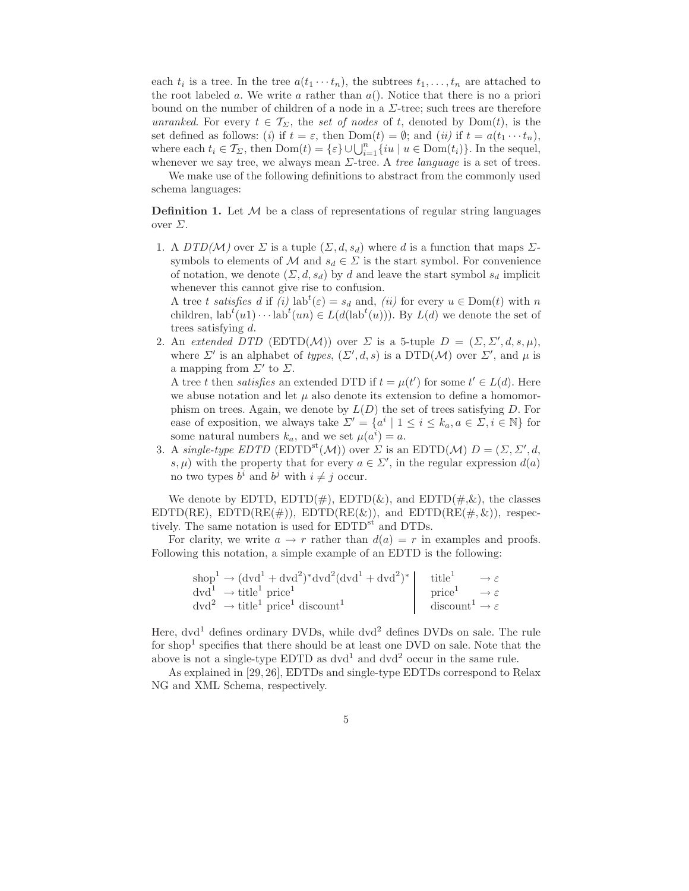each $t_i$ is a tree. In the tree $a(t_1 \cdots t_n)$, the subtrees $t_1, \ldots, t_n$ are attached to the root labeled $a$. We write $a$ rather than $a()$. Notice that there is no a priori bound on the number of children of a node in a $\Sigma$-tree; such trees are therefore *unranked*. For every $t \in \mathcal{T}_\Sigma$, the *set of nodes* of $t$, denoted by $\mathrm{Dom}(t)$, is the set defined as follows: (*i*) if $t = \varepsilon$, then $\mathrm{Dom}(t) = \emptyset$; and (*ii*) if $t = a(t_1 \cdots t_n)$, where each $t_i \in \mathcal{T}_\Sigma$, then $\mathrm{Dom}(t) = \{\varepsilon\} \cup \bigcup_{i=1}^{n} \{iu \mid u \in \mathrm{Dom}(t_i)\}$. In the sequel, whenever we say tree, we always mean $\Sigma$-tree. A *tree language* is a set of trees.

We make use of the following definitions to abstract from the commonly used schema languages:

**Definition 1.** Let $\mathcal{M}$ be a class of representations of regular string languages over $\Sigma$.

1. A *DTD($\mathcal{M}$)* over $\Sigma$ is a tuple $(\Sigma, d, s_d)$ where $d$ is a function that maps $\Sigma$-symbols to elements of $\mathcal{M}$ and $s_d \in \Sigma$ is the start symbol. For convenience of notation, we denote $(\Sigma, d, s_d)$ by $d$ and leave the start symbol $s_d$ implicit whenever this cannot give rise to confusion.
   A tree $t$ *satisfies* $d$ if *(i)* $\mathrm{lab}^t(\varepsilon) = s_d$ and, *(ii)* for every $u \in \mathrm{Dom}(t)$ with $n$ children, $\mathrm{lab}^t(u1) \cdots \mathrm{lab}^t(un) \in L(d(\mathrm{lab}^t(u)))$. By $L(d)$ we denote the set of trees satisfying $d$.
2. An *extended DTD* (EDTD($\mathcal{M}$)) over $\Sigma$ is a 5-tuple $D = (\Sigma, \Sigma', d, s, \mu)$, where $\Sigma'$ is an alphabet of *types*, $(\Sigma', d, s)$ is a DTD($\mathcal{M}$) over $\Sigma'$, and $\mu$ is a mapping from $\Sigma'$ to $\Sigma$.
   A tree $t$ then *satisfies* an extended DTD if $t = \mu(t')$ for some $t' \in L(d)$. Here we abuse notation and let $\mu$ also denote its extension to define a homomorphism on trees. Again, we denote by $L(D)$ the set of trees satisfying $D$. For ease of exposition, we always take $\Sigma' = \{a^i \mid 1 \leq i \leq k_a, a \in \Sigma, i \in \mathbb{N}\}$ for some natural numbers $k_a$, and we set $\mu(a^i) = a$.
3. A *single-type EDTD* (EDTD$^{\mathrm{st}}$($\mathcal{M}$)) over $\Sigma$ is an EDTD($\mathcal{M}$) $D = (\Sigma, \Sigma', d, s, \mu)$ with the property that for every $a \in \Sigma'$, in the regular expression $d(a)$ no two types $b^i$ and $b^j$ with $i \neq j$ occur.

We denote by EDTD, EDTD(#), EDTD(&), and EDTD(#,&), the classes EDTD(RE), EDTD(RE(#)), EDTD(RE(&)), and EDTD(RE(#, &)), respectively. The same notation is used for EDTD$^{\mathrm{st}}$ and DTDs.

For clarity, we write $a \to r$ rather than $d(a) = r$ in examples and proofs. Following this notation, a simple example of an EDTD is the following:

$$
\begin{array}{ll|ll}
\mathrm{shop}^1 & \to (\mathrm{dvd}^1 + \mathrm{dvd}^2)^* \mathrm{dvd}^2 (\mathrm{dvd}^1 + \mathrm{dvd}^2)^* & \mathrm{title}^1 & \to \varepsilon \\
\mathrm{dvd}^1 & \to \mathrm{title}^1 \ \mathrm{price}^1 & \mathrm{price}^1 & \to \varepsilon \\
\mathrm{dvd}^2 & \to \mathrm{title}^1 \ \mathrm{price}^1 \ \mathrm{discount}^1 & \mathrm{discount}^1 & \to \varepsilon
\end{array}
$$

Here, $\mathrm{dvd}^1$ defines ordinary DVDs, while $\mathrm{dvd}^2$ defines DVDs on sale. The rule for $\mathrm{shop}^1$ specifies that there should be at least one DVD on sale. Note that the above is not a single-type EDTD as $\mathrm{dvd}^1$ and $\mathrm{dvd}^2$ occur in the same rule.

As explained in [29, 26], EDTDs and single-type EDTDs correspond to Relax NG and XML Schema, respectively.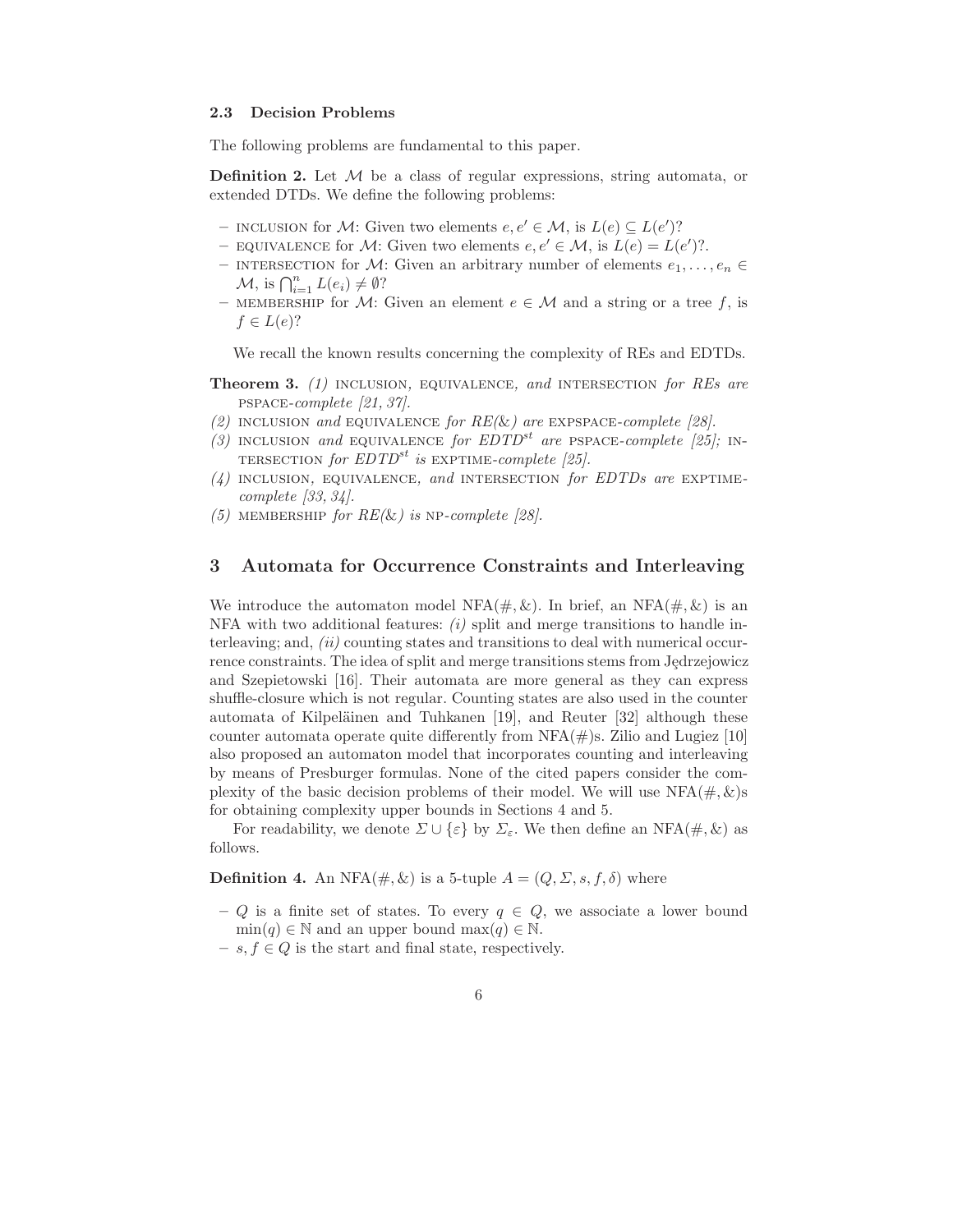### 2.3 Decision Problems

The following problems are fundamental to this paper.

**Definition 2.** Let $\mathcal{M}$ be a class of regular expressions, string automata, or extended DTDs. We define the following problems:

- INCLUSION for $\mathcal{M}$: Given two elements $e, e' \in \mathcal{M}$, is $L(e) \subseteq L(e')$?
- EQUIVALENCE for $\mathcal{M}$: Given two elements $e, e' \in \mathcal{M}$, is $L(e) = L(e')$?.
- INTERSECTION for $\mathcal{M}$: Given an arbitrary number of elements $e_1, \ldots, e_n \in \mathcal{M}$, is $\bigcap_{i=1}^{n} L(e_i) \neq \emptyset$?
- MEMBERSHIP for $\mathcal{M}$: Given an element $e \in \mathcal{M}$ and a string or a tree $f$, is $f \in L(e)$?

We recall the known results concerning the complexity of REs and EDTDs.

**Theorem 3.** *(1)* INCLUSION*,* EQUIVALENCE*, and* INTERSECTION *for REs are* PSPACE*-complete [21, 37].*

*(2)* INCLUSION *and* EQUIVALENCE *for RE(&) are* EXPSPACE*-complete [28].*

*(3)* INCLUSION *and* EQUIVALENCE *for* $EDTD^{st}$ *are* PSPACE*-complete [25];* INTERSECTION *for* $EDTD^{st}$ *is* EXPTIME*-complete [25].*

*(4)* INCLUSION*,* EQUIVALENCE*, and* INTERSECTION *for EDTDs are* EXPTIME*-complete [33, 34].*

*(5)* MEMBERSHIP *for RE(&) is* NP*-complete [28].*

## 3 Automata for Occurrence Constraints and Interleaving

We introduce the automaton model NFA(#, &). In brief, an NFA(#, &) is an NFA with two additional features: *(i)* split and merge transitions to handle interleaving; and, *(ii)* counting states and transitions to deal with numerical occurrence constraints. The idea of split and merge transitions stems from Jędrzejowicz and Szepietowski [16]. Their automata are more general as they can express shuffle-closure which is not regular. Counting states are also used in the counter automata of Kilpeläinen and Tuhkanen [19], and Reuter [32] although these counter automata operate quite differently from NFA(#)s. Zilio and Lugiez [10] also proposed an automaton model that incorporates counting and interleaving by means of Presburger formulas. None of the cited papers consider the complexity of the basic decision problems of their model. We will use NFA(#, &)s for obtaining complexity upper bounds in Sections 4 and 5.

For readability, we denote $\Sigma \cup \{\varepsilon\}$ by $\Sigma_\varepsilon$. We then define an NFA(#, &) as follows.

**Definition 4.** An NFA(#, &) is a 5-tuple $A = (Q, \Sigma, s, f, \delta)$ where

- $Q$ is a finite set of states. To every $q \in Q$, we associate a lower bound $\min(q) \in \mathbb{N}$ and an upper bound $\max(q) \in \mathbb{N}$.
- $s, f \in Q$ is the start and final state, respectively.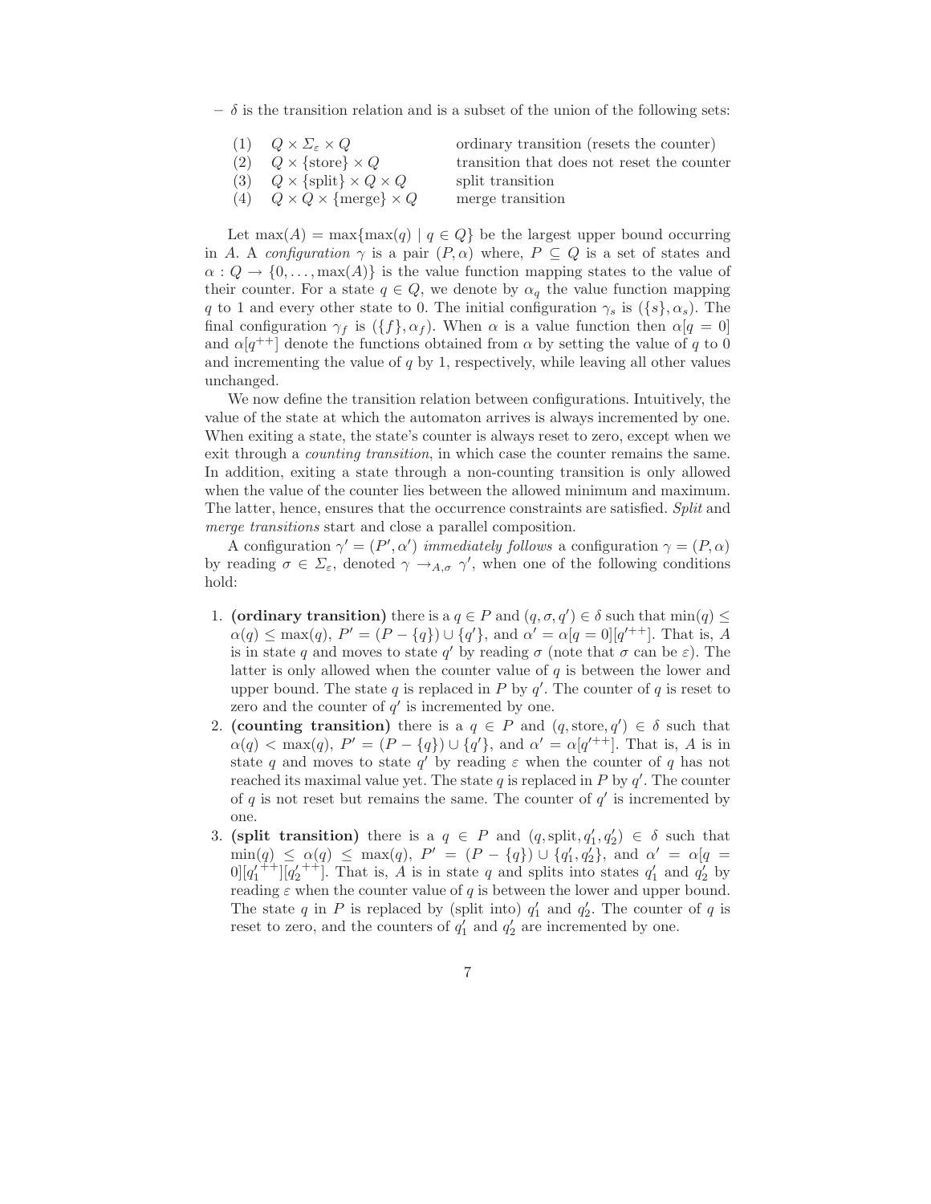- $\delta$ is the transition relation and is a subset of the union of the following sets:

| | | |
|---|---|---|
| (1) | $Q \times \Sigma_\varepsilon \times Q$ | ordinary transition (resets the counter) |
| (2) | $Q \times \{\text{store}\} \times Q$ | transition that does not reset the counter |
| (3) | $Q \times \{\text{split}\} \times Q \times Q$ | split transition |
| (4) | $Q \times Q \times \{\text{merge}\} \times Q$ | merge transition |

Let $\max(A) = \max\{\max(q) \mid q \in Q\}$ be the largest upper bound occurring in $A$. A *configuration* $\gamma$ is a pair $(P, \alpha)$ where, $P \subseteq Q$ is a set of states and $\alpha : Q \to \{0, \ldots, \max(A)\}$ is the value function mapping states to the value of their counter. For a state $q \in Q$, we denote by $\alpha_q$ the value function mapping $q$ to 1 and every other state to 0. The initial configuration $\gamma_s$ is $(\{s\}, \alpha_s)$. The final configuration $\gamma_f$ is $(\{f\}, \alpha_f)$. When $\alpha$ is a value function then $\alpha[q = 0]$ and $\alpha[q^{++}]$ denote the functions obtained from $\alpha$ by setting the value of $q$ to 0 and incrementing the value of $q$ by 1, respectively, while leaving all other values unchanged.

We now define the transition relation between configurations. Intuitively, the value of the state at which the automaton arrives is always incremented by one. When exiting a state, the state's counter is always reset to zero, except when we exit through a *counting transition*, in which case the counter remains the same. In addition, exiting a state through a non-counting transition is only allowed when the value of the counter lies between the allowed minimum and maximum. The latter, hence, ensures that the occurrence constraints are satisfied. *Split* and *merge transitions* start and close a parallel composition.

A configuration $\gamma' = (P', \alpha')$ *immediately follows* a configuration $\gamma = (P, \alpha)$ by reading $\sigma \in \Sigma_\varepsilon$, denoted $\gamma \to_{A,\sigma} \gamma'$, when one of the following conditions hold:

1. **(ordinary transition)** there is a $q \in P$ and $(q, \sigma, q') \in \delta$ such that $\min(q) \leq \alpha(q) \leq \max(q)$, $P' = (P - \{q\}) \cup \{q'\}$, and $\alpha' = \alpha[q = 0][q'^{++}]$. That is, $A$ is in state $q$ and moves to state $q'$ by reading $\sigma$ (note that $\sigma$ can be $\varepsilon$). The latter is only allowed when the counter value of $q$ is between the lower and upper bound. The state $q$ is replaced in $P$ by $q'$. The counter of $q$ is reset to zero and the counter of $q'$ is incremented by one.
2. **(counting transition)** there is a $q \in P$ and $(q, \text{store}, q') \in \delta$ such that $\alpha(q) < \max(q)$, $P' = (P - \{q\}) \cup \{q'\}$, and $\alpha' = \alpha[q'^{++}]$. That is, $A$ is in state $q$ and moves to state $q'$ by reading $\varepsilon$ when the counter of $q$ has not reached its maximal value yet. The state $q$ is replaced in $P$ by $q'$. The counter of $q$ is not reset but remains the same. The counter of $q'$ is incremented by one.
3. **(split transition)** there is a $q \in P$ and $(q, \text{split}, q'_1, q'_2) \in \delta$ such that $\min(q) \leq \alpha(q) \leq \max(q)$, $P' = (P - \{q\}) \cup \{q'_1, q'_2\}$, and $\alpha' = \alpha[q = 0][{q'_1}^{++}][{q'_2}^{++}]$. That is, $A$ is in state $q$ and splits into states $q'_1$ and $q'_2$ by reading $\varepsilon$ when the counter value of $q$ is between the lower and upper bound. The state $q$ in $P$ is replaced by (split into) $q'_1$ and $q'_2$. The counter of $q$ is reset to zero, and the counters of $q'_1$ and $q'_2$ are incremented by one.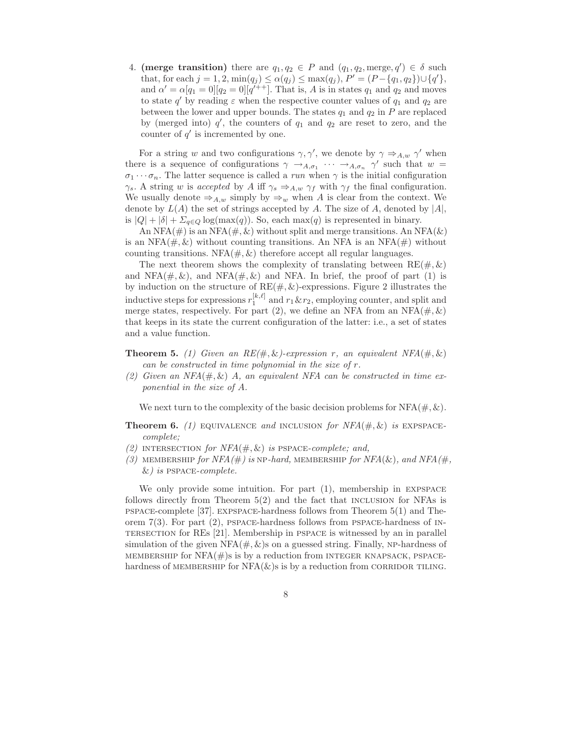4. **(merge transition)** there are $q_1, q_2 \in P$ and $(q_1, q_2, \text{merge}, q') \in \delta$ such that, for each $j = 1, 2$, $\min(q_j) \leq \alpha(q_j) \leq \max(q_j)$, $P' = (P - \{q_1, q_2\}) \cup \{q'\}$, and $\alpha' = \alpha[q_1 = 0][q_2 = 0][q'^{++}]$. That is, $A$ is in states $q_1$ and $q_2$ and moves to state $q'$ by reading $\varepsilon$ when the respective counter values of $q_1$ and $q_2$ are between the lower and upper bounds. The states $q_1$ and $q_2$ in $P$ are replaced by (merged into) $q'$, the counters of $q_1$ and $q_2$ are reset to zero, and the counter of $q'$ is incremented by one.

For a string $w$ and two configurations $\gamma, \gamma'$, we denote by $\gamma \Rightarrow_{A,w} \gamma'$ when there is a sequence of configurations $\gamma \rightarrow_{A,\sigma_1} \cdots \rightarrow_{A,\sigma_n} \gamma'$ such that $w = \sigma_1 \cdots \sigma_n$. The latter sequence is called a *run* when $\gamma$ is the initial configuration $\gamma_s$. A string $w$ is *accepted* by $A$ iff $\gamma_s \Rightarrow_{A,w} \gamma_f$ with $\gamma_f$ the final configuration. We usually denote $\Rightarrow_{A,w}$ simply by $\Rightarrow_w$ when $A$ is clear from the context. We denote by $L(A)$ the set of strings accepted by $A$. The size of $A$, denoted by $|A|$, is $|Q| + |\delta| + \Sigma_{q \in Q} \log(\max(q))$. So, each $\max(q)$ is represented in binary.

An NFA(#) is an NFA(#, &) without split and merge transitions. An NFA(&) is an NFA(#, &) without counting transitions. An NFA is an NFA(#) without counting transitions. NFA(#, &) therefore accept all regular languages.

The next theorem shows the complexity of translating between RE(#, &) and NFA(#, &), and NFA(#, &) and NFA. In brief, the proof of part (1) is by induction on the structure of RE(#, &)-expressions. Figure 2 illustrates the inductive steps for expressions $r_1^{[k,\ell]}$ and $r_1 \& r_2$, employing counter, and split and merge states, respectively. For part (2), we define an NFA from an NFA(#, &) that keeps in its state the current configuration of the latter: i.e., a set of states and a value function.

**Theorem 5.** *(1) Given an RE(#, &)-expression $r$, an equivalent NFA(#, &) can be constructed in time polynomial in the size of $r$.*
*(2) Given an NFA(#, &) $A$, an equivalent NFA can be constructed in time exponential in the size of $A$.*

We next turn to the complexity of the basic decision problems for NFA(#, &).

**Theorem 6.** *(1)* EQUIVALENCE *and* INCLUSION *for NFA(#, &) is* EXPSPACE-*complete;*
*(2)* INTERSECTION *for NFA(#, &) is* PSPACE-*complete; and,*
*(3)* MEMBERSHIP *for NFA(#) is* NP-*hard,* MEMBERSHIP *for NFA(&), and NFA(#, &) is* PSPACE-*complete.*

We only provide some intuition. For part (1), membership in EXPSPACE follows directly from Theorem 5(2) and the fact that INCLUSION for NFAs is PSPACE-complete [37]. EXPSPACE-hardness follows from Theorem 5(1) and Theorem 7(3). For part (2), PSPACE-hardness follows from PSPACE-hardness of INTERSECTION for REs [21]. Membership in PSPACE is witnessed by an in parallel simulation of the given NFA(#, &)s on a guessed string. Finally, NP-hardness of MEMBERSHIP for NFA(#)s is by a reduction from INTEGER KNAPSACK, PSPACE-hardness of MEMBERSHIP for NFA(&)s is by a reduction from CORRIDOR TILING.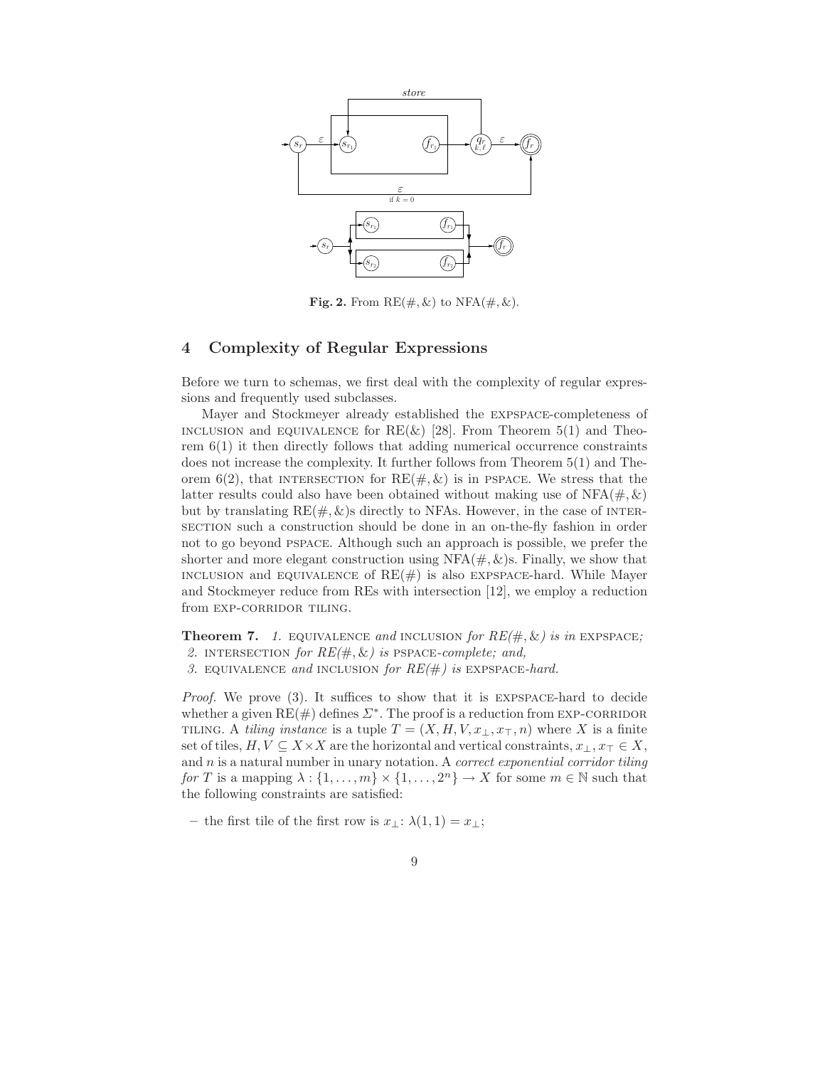**Fig. 2.** From RE(#, &) to NFA(#, &).

## 4 Complexity of Regular Expressions

Before we turn to schemas, we first deal with the complexity of regular expressions and frequently used subclasses.

Mayer and Stockmeyer already established the EXPSPACE-completeness of INCLUSION and EQUIVALENCE for RE(&) [28]. From Theorem 5(1) and Theorem 6(1) it then directly follows that adding numerical occurrence constraints does not increase the complexity. It further follows from Theorem 5(1) and Theorem 6(2), that INTERSECTION for RE(#, &) is in PSPACE. We stress that the latter results could also have been obtained without making use of NFA(#, &) but by translating RE(#, &)s directly to NFAs. However, in the case of INTERSECTION such a construction should be done in an on-the-fly fashion in order not to go beyond PSPACE. Although such an approach is possible, we prefer the shorter and more elegant construction using NFA(#, &)s. Finally, we show that INCLUSION and EQUIVALENCE of RE(#) is also EXPSPACE-hard. While Mayer and Stockmeyer reduce from REs with intersection [12], we employ a reduction from EXP-CORRIDOR TILING.

**Theorem 7.** *1.* EQUIVALENCE *and* INCLUSION *for RE(#, &) is in* EXPSPACE*;*
*2.* INTERSECTION *for RE(#, &) is* PSPACE*-complete; and,*
*3.* EQUIVALENCE *and* INCLUSION *for RE(#) is* EXPSPACE*-hard.*

*Proof.* We prove (3). It suffices to show that it is EXPSPACE-hard to decide whether a given RE(#) defines $\Sigma^*$. The proof is a reduction from EXP-CORRIDOR TILING. A *tiling instance* is a tuple $T = (X, H, V, x_\bot, x_\top, n)$ where $X$ is a finite set of tiles, $H, V \subseteq X \times X$ are the horizontal and vertical constraints, $x_\bot, x_\top \in X$, and $n$ is a natural number in unary notation. A *correct exponential corridor tiling for* $T$ is a mapping $\lambda : \{1, \ldots, m\} \times \{1, \ldots, 2^n\} \to X$ for some $m \in \mathbb{N}$ such that the following constraints are satisfied:

- the first tile of the first row is $x_\bot$: $\lambda(1, 1) = x_\bot$;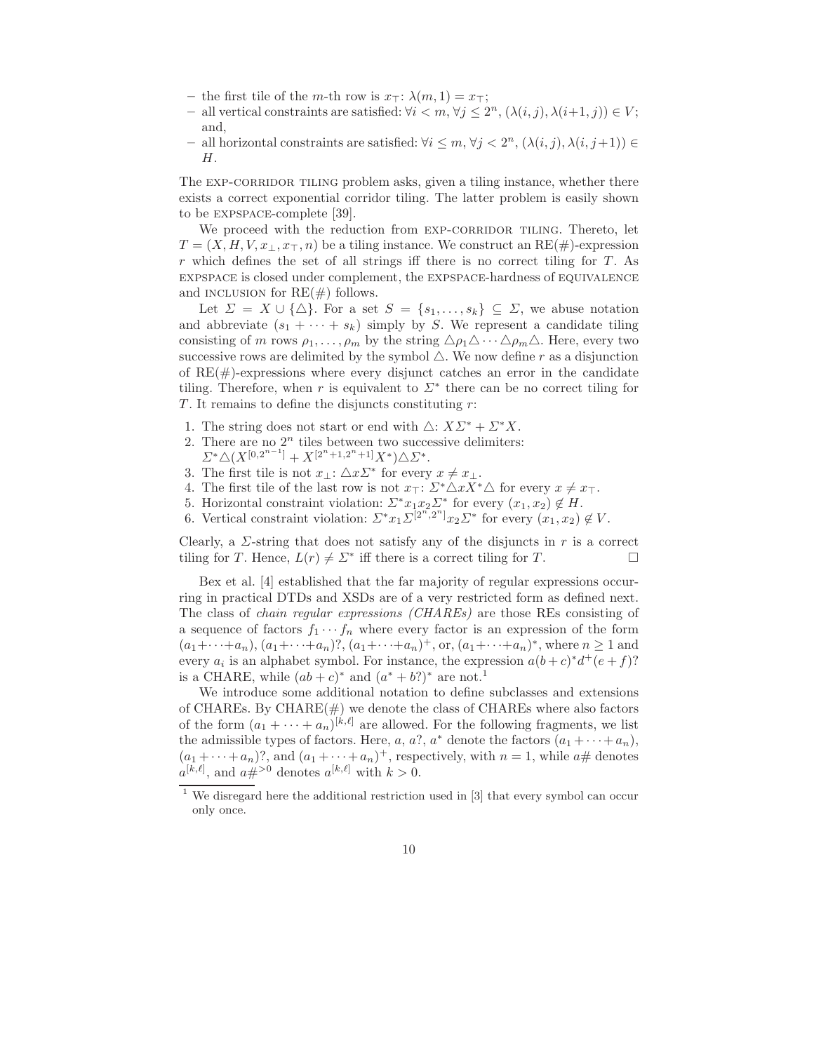- the first tile of the $m$-th row is $x_\top$: $\lambda(m,1) = x_\top$;
- all vertical constraints are satisfied: $\forall i < m, \forall j \leq 2^n, (\lambda(i,j), \lambda(i+1,j)) \in V$; and,
- all horizontal constraints are satisfied: $\forall i \leq m, \forall j < 2^n, (\lambda(i,j), \lambda(i,j+1)) \in H$.

The EXP-CORRIDOR TILING problem asks, given a tiling instance, whether there exists a correct exponential corridor tiling. The latter problem is easily shown to be EXPSPACE-complete [39].

We proceed with the reduction from EXP-CORRIDOR TILING. Thereto, let $T = (X, H, V, x_\bot, x_\top, n)$ be a tiling instance. We construct an RE(#)-expression $r$ which defines the set of all strings iff there is no correct tiling for $T$. As EXPSPACE is closed under complement, the EXPSPACE-hardness of EQUIVALENCE and INCLUSION for RE(#) follows.

Let $\Sigma = X \cup \{\triangle\}$. For a set $S = \{s_1, \ldots, s_k\} \subseteq \Sigma$, we abuse notation and abbreviate $(s_1 + \cdots + s_k)$ simply by $S$. We represent a candidate tiling consisting of $m$ rows $\rho_1, \ldots, \rho_m$ by the string $\triangle\rho_1\triangle \cdots \triangle\rho_m\triangle$. Here, every two successive rows are delimited by the symbol $\triangle$. We now define $r$ as a disjunction of RE(#)-expressions where every disjunct catches an error in the candidate tiling. Therefore, when $r$ is equivalent to $\Sigma^*$ there can be no correct tiling for $T$. It remains to define the disjuncts constituting $r$:

1. The string does not start or end with $\triangle$: $X\Sigma^* + \Sigma^*X$.
2. There are no $2^n$ tiles between two successive delimiters: $\Sigma^*\triangle(X^{[0,2^n-1]} + X^{[2^n+1,2^n+1]}X^*)\triangle\Sigma^*$.
3. The first tile is not $x_\bot$: $\triangle x\Sigma^*$ for every $x \neq x_\bot$.
4. The first tile of the last row is not $x_\top$: $\Sigma^*\triangle xX^*\triangle$ for every $x \neq x_\top$.
5. Horizontal constraint violation: $\Sigma^* x_1 x_2 \Sigma^*$ for every $(x_1, x_2) \notin H$.
6. Vertical constraint violation: $\Sigma^* x_1 \Sigma^{[2^n,2^n]} x_2 \Sigma^*$ for every $(x_1, x_2) \notin V$.

Clearly, a $\Sigma$-string that does not satisfy any of the disjuncts in $r$ is a correct tiling for $T$. Hence, $L(r) \neq \Sigma^*$ iff there is a correct tiling for $T$. □

Bex et al. [4] established that the far majority of regular expressions occurring in practical DTDs and XSDs are of a very restricted form as defined next. The class of *chain regular expressions (CHAREs)* are those REs consisting of a sequence of factors $f_1 \cdots f_n$ where every factor is an expression of the form $(a_1 + \cdots + a_n)$, $(a_1 + \cdots + a_n)?$, $(a_1 + \cdots + a_n)^+$, or, $(a_1 + \cdots + a_n)^*$, where $n \geq 1$ and every $a_i$ is an alphabet symbol. For instance, the expression $a(b+c)^*d^+(e+f)?$ is a CHARE, while $(ab+c)^*$ and $(a^* + b?)^*$ are not.[1]

We introduce some additional notation to define subclasses and extensions of CHAREs. By CHARE(#) we denote the class of CHAREs where also factors of the form $(a_1 + \cdots + a_n)^{[k,\ell]}$ are allowed. For the following fragments, we list the admissible types of factors. Here, $a$, $a?$, $a^*$ denote the factors $(a_1 + \cdots + a_n)$, $(a_1 + \cdots + a_n)?$, and $(a_1 + \cdots + a_n)^+$, respectively, with $n = 1$, while $a\#$ denotes $a^{[k,\ell]}$, and $a\#^{>0}$ denotes $a^{[k,\ell]}$ with $k > 0$.

[1] We disregard here the additional restriction used in [3] that every symbol can occur only once.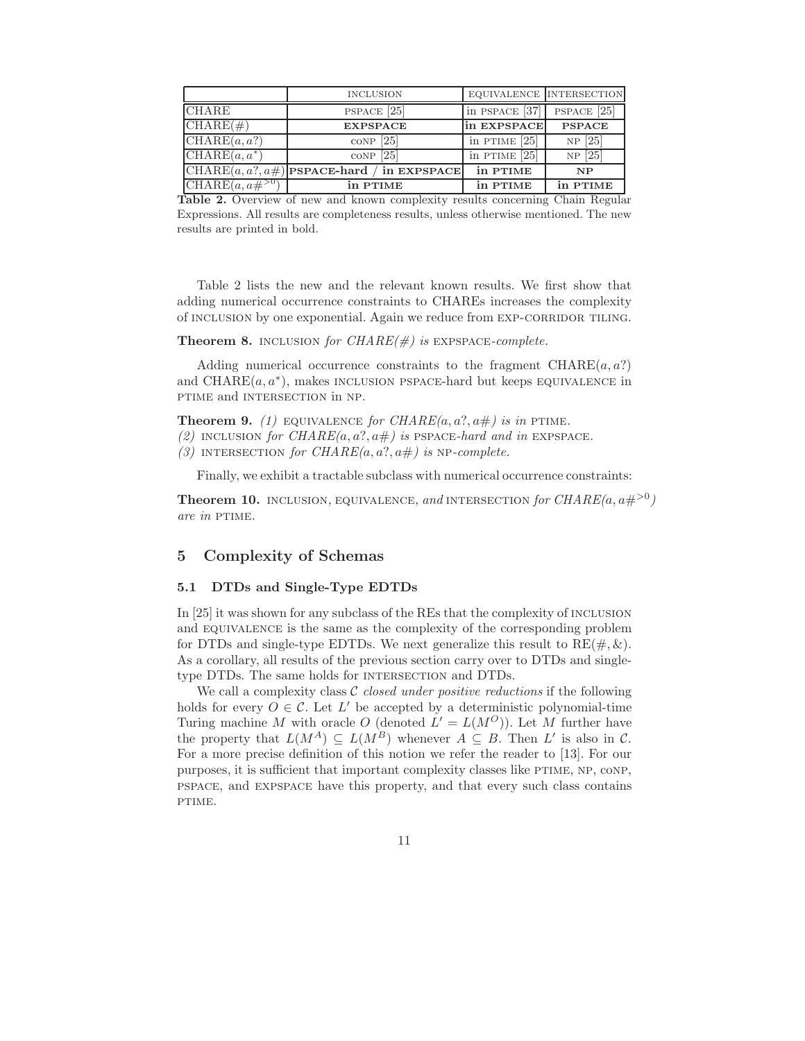| | INCLUSION | EQUIVALENCE | INTERSECTION |
|---|---|---|---|
| CHARE | PSPACE [25] | in PSPACE [37] | PSPACE [25] |
| CHARE($\#$) | **EXPSPACE** | **in EXPSPACE** | **PSPACE** |
| CHARE($a, a?$) | CONP [25] | in PTIME [25] | NP [25] |
| CHARE($a, a^*$) | CONP [25] | in PTIME [25] | NP [25] |
| CHARE($a, a?, a\#$) | **PSPACE-hard / in EXPSPACE** | **in PTIME** | **NP** |
| CHARE($a, a\#^{>0}$) | **in PTIME** | **in PTIME** | **in PTIME** |

**Table 2.** Overview of new and known complexity results concerning Chain Regular Expressions. All results are completeness results, unless otherwise mentioned. The new results are printed in bold.

Table 2 lists the new and the relevant known results. We first show that adding numerical occurrence constraints to CHAREs increases the complexity of INCLUSION by one exponential. Again we reduce from EXP-CORRIDOR TILING.

**Theorem 8.** INCLUSION *for CHARE($\#$) is* EXPSPACE*-complete.*

Adding numerical occurrence constraints to the fragment CHARE($a, a?$) and CHARE($a, a^*$), makes INCLUSION PSPACE-hard but keeps EQUIVALENCE in PTIME and INTERSECTION in NP.

**Theorem 9.** *(1)* EQUIVALENCE *for CHARE($a, a?, a\#$) is in* PTIME.
*(2)* INCLUSION *for CHARE($a, a?, a\#$) is* PSPACE*-hard and in* EXPSPACE.
*(3)* INTERSECTION *for CHARE($a, a?, a\#$) is* NP*-complete.*

Finally, we exhibit a tractable subclass with numerical occurrence constraints:

**Theorem 10.** INCLUSION, EQUIVALENCE, *and* INTERSECTION *for CHARE($a, a\#^{>0}$) are in* PTIME.

## 5 Complexity of Schemas

### 5.1 DTDs and Single-Type EDTDs

In [25] it was shown for any subclass of the REs that the complexity of INCLUSION and EQUIVALENCE is the same as the complexity of the corresponding problem for DTDs and single-type EDTDs. We next generalize this result to RE($\#, \&$). As a corollary, all results of the previous section carry over to DTDs and single-type DTDs. The same holds for INTERSECTION and DTDs.

We call a complexity class $\mathcal{C}$ *closed under positive reductions* if the following holds for every $O \in \mathcal{C}$. Let $L'$ be accepted by a deterministic polynomial-time Turing machine $M$ with oracle $O$ (denoted $L' = L(M^O)$). Let $M$ further have the property that $L(M^A) \subseteq L(M^B)$ whenever $A \subseteq B$. Then $L'$ is also in $\mathcal{C}$. For a more precise definition of this notion we refer the reader to [13]. For our purposes, it is sufficient that important complexity classes like PTIME, NP, CONP, PSPACE, and EXPSPACE have this property, and that every such class contains PTIME.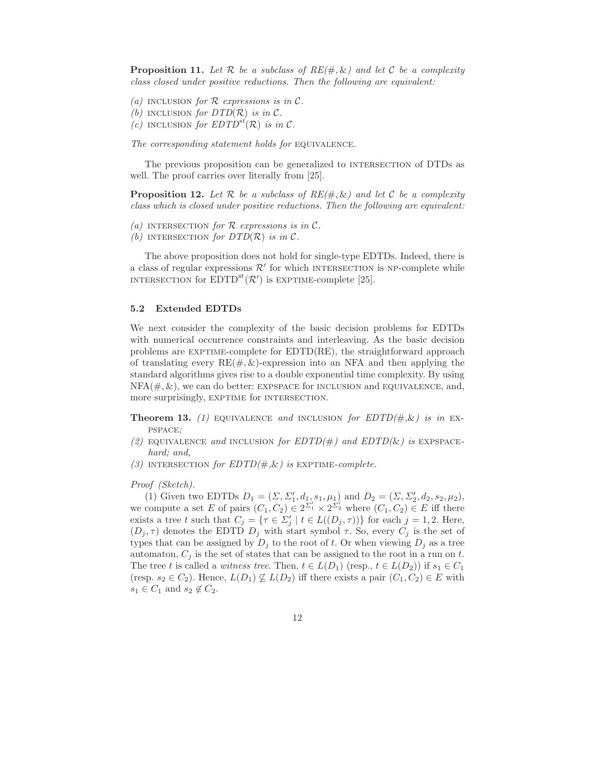**Proposition 11.** *Let $\mathcal{R}$ be a subclass of RE(#, &) and let $\mathcal{C}$ be a complexity class closed under positive reductions. Then the following are equivalent:*

*(a)* INCLUSION *for $\mathcal{R}$ expressions is in $\mathcal{C}$.*
*(b)* INCLUSION *for DTD($\mathcal{R}$) is in $\mathcal{C}$.*
*(c)* INCLUSION *for EDTD$^{st}$($\mathcal{R}$) is in $\mathcal{C}$.*

*The corresponding statement holds for* EQUIVALENCE.

The previous proposition can be generalized to INTERSECTION of DTDs as well. The proof carries over literally from [25].

**Proposition 12.** *Let $\mathcal{R}$ be a subclass of RE(#, &) and let $\mathcal{C}$ be a complexity class which is closed under positive reductions. Then the following are equivalent:*

*(a)* INTERSECTION *for $\mathcal{R}$ expressions is in $\mathcal{C}$.*
*(b)* INTERSECTION *for DTD($\mathcal{R}$) is in $\mathcal{C}$.*

The above proposition does not hold for single-type EDTDs. Indeed, there is a class of regular expressions $\mathcal{R}'$ for which INTERSECTION is NP-complete while INTERSECTION for EDTD$^{\text{st}}$($\mathcal{R}'$) is EXPTIME-complete [25].

### 5.2 Extended EDTDs

We next consider the complexity of the basic decision problems for EDTDs with numerical occurrence constraints and interleaving. As the basic decision problems are EXPTIME-complete for EDTD(RE), the straightforward approach of translating every RE(#, &)-expression into an NFA and then applying the standard algorithms gives rise to a double exponential time complexity. By using NFA(#, &), we can do better: EXPSPACE for INCLUSION and EQUIVALENCE, and, more surprisingly, EXPTIME for INTERSECTION.

**Theorem 13.** *(1)* EQUIVALENCE *and* INCLUSION *for EDTD(#,&) is in* EXPSPACE*;*
*(2)* EQUIVALENCE *and* INCLUSION *for EDTD(#) and EDTD(&) is* EXPSPACE*-hard; and,*
*(3)* INTERSECTION *for EDTD(#,&) is* EXPTIME*-complete.*

*Proof (Sketch).*
(1) Given two EDTDs $D_1 = (\Sigma, \Sigma'_1, d_1, s_1, \mu_1)$ and $D_2 = (\Sigma, \Sigma'_2, d_2, s_2, \mu_2)$, we compute a set $E$ of pairs $(C_1, C_2) \in 2^{\Sigma'_1} \times 2^{\Sigma'_2}$ where $(C_1, C_2) \in E$ iff there exists a tree $t$ such that $C_j = \{\tau \in \Sigma'_j \mid t \in L((D_j, \tau))\}$ for each $j = 1, 2$. Here, $(D_j, \tau)$ denotes the EDTD $D_j$ with start symbol $\tau$. So, every $C_j$ is the set of types that can be assigned by $D_j$ to the root of $t$. Or when viewing $D_j$ as a tree automaton, $C_j$ is the set of states that can be assigned to the root in a run on $t$. The tree $t$ is called a *witness tree*. Then, $t \in L(D_1)$ (resp., $t \in L(D_2)$) if $s_1 \in C_1$ (resp. $s_2 \in C_2$). Hence, $L(D_1) \not\subseteq L(D_2)$ iff there exists a pair $(C_1, C_2) \in E$ with $s_1 \in C_1$ and $s_2 \notin C_2$.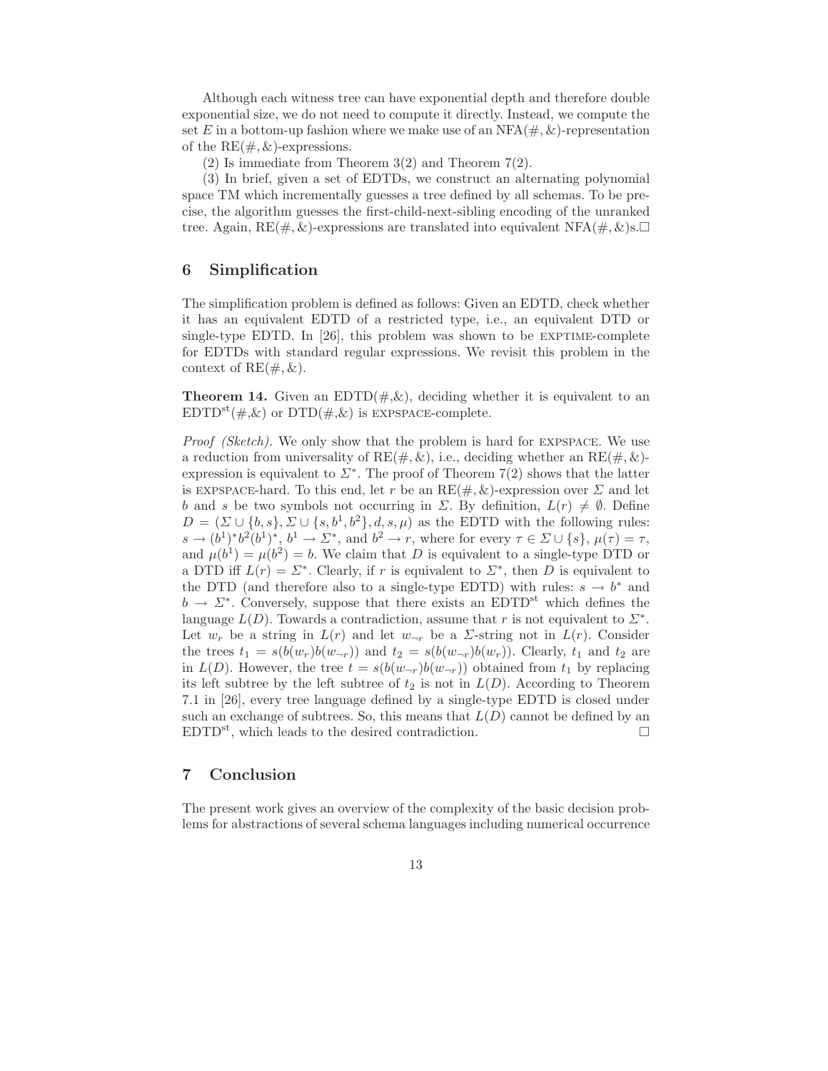Although each witness tree can have exponential depth and therefore double exponential size, we do not need to compute it directly. Instead, we compute the set $E$ in a bottom-up fashion where we make use of an NFA$(\#, \&)$-representation of the RE$(\#, \&)$-expressions.

(2) Is immediate from Theorem 3(2) and Theorem 7(2).

(3) In brief, given a set of EDTDs, we construct an alternating polynomial space TM which incrementally guesses a tree defined by all schemas. To be precise, the algorithm guesses the first-child-next-sibling encoding of the unranked tree. Again, RE$(\#, \&)$-expressions are translated into equivalent NFA$(\#, \&)$s. □

## 6 Simplification

The simplification problem is defined as follows: Given an EDTD, check whether it has an equivalent EDTD of a restricted type, i.e., an equivalent DTD or single-type EDTD. In [26], this problem was shown to be EXPTIME-complete for EDTDs with standard regular expressions. We revisit this problem in the context of RE$(\#, \&)$.

**Theorem 14.** Given an EDTD(#,&), deciding whether it is equivalent to an EDTD$^{\mathrm{st}}$(#,&) or DTD(#,&) is EXPSPACE-complete.

*Proof (Sketch).* We only show that the problem is hard for EXPSPACE. We use a reduction from universality of RE$(\#, \&)$, i.e., deciding whether an RE$(\#, \&)$-expression is equivalent to $\Sigma^*$. The proof of Theorem 7(2) shows that the latter is EXPSPACE-hard. To this end, let $r$ be an RE$(\#, \&)$-expression over $\Sigma$ and let $b$ and $s$ be two symbols not occurring in $\Sigma$. By definition, $L(r) \neq \emptyset$. Define $D = (\Sigma \cup \{b, s\}, \Sigma \cup \{s, b^1, b^2\}, d, s, \mu)$ as the EDTD with the following rules: $s \to (b^1)^* b^2 (b^1)^*$, $b^1 \to \Sigma^*$, and $b^2 \to r$, where for every $\tau \in \Sigma \cup \{s\}$, $\mu(\tau) = \tau$, and $\mu(b^1) = \mu(b^2) = b$. We claim that $D$ is equivalent to a single-type DTD or a DTD iff $L(r) = \Sigma^*$. Clearly, if $r$ is equivalent to $\Sigma^*$, then $D$ is equivalent to the DTD (and therefore also to a single-type EDTD) with rules: $s \to b^*$ and $b \to \Sigma^*$. Conversely, suppose that there exists an EDTD$^{\mathrm{st}}$ which defines the language $L(D)$. Towards a contradiction, assume that $r$ is not equivalent to $\Sigma^*$. Let $w_r$ be a string in $L(r)$ and let $w_{\neg r}$ be a $\Sigma$-string not in $L(r)$. Consider the trees $t_1 = s(b(w_r)b(w_{\neg r}))$ and $t_2 = s(b(w_{\neg r})b(w_r))$. Clearly, $t_1$ and $t_2$ are in $L(D)$. However, the tree $t = s(b(w_{\neg r})b(w_{\neg r}))$ obtained from $t_1$ by replacing its left subtree by the left subtree of $t_2$ is not in $L(D)$. According to Theorem 7.1 in [26], every tree language defined by a single-type EDTD is closed under such an exchange of subtrees. So, this means that $L(D)$ cannot be defined by an EDTD$^{\mathrm{st}}$, which leads to the desired contradiction. □

## 7 Conclusion

The present work gives an overview of the complexity of the basic decision problems for abstractions of several schema languages including numerical occurrence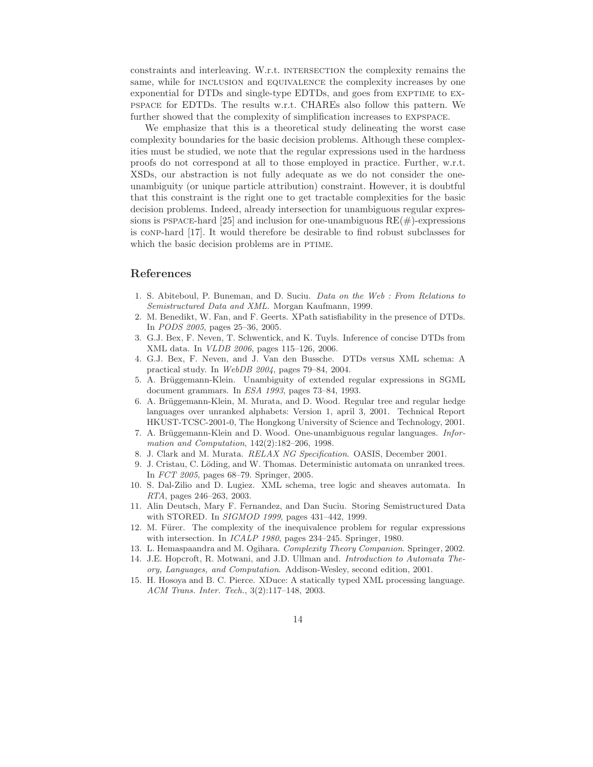constraints and interleaving. W.r.t. INTERSECTION the complexity remains the same, while for INCLUSION and EQUIVALENCE the complexity increases by one exponential for DTDs and single-type EDTDs, and goes from EXPTIME to EXPSPACE for EDTDs. The results w.r.t. CHAREs also follow this pattern. We further showed that the complexity of simplification increases to EXPSPACE.

We emphasize that this is a theoretical study delineating the worst case complexity boundaries for the basic decision problems. Although these complexities must be studied, we note that the regular expressions used in the hardness proofs do not correspond at all to those employed in practice. Further, w.r.t. XSDs, our abstraction is not fully adequate as we do not consider the one-unambiguity (or unique particle attribution) constraint. However, it is doubtful that this constraint is the right one to get tractable complexities for the basic decision problems. Indeed, already intersection for unambiguous regular expressions is PSPACE-hard [25] and inclusion for one-unambiguous RE(#)-expressions is CONP-hard [17]. It would therefore be desirable to find robust subclasses for which the basic decision problems are in PTIME.

## References

1. S. Abiteboul, P. Buneman, and D. Suciu. *Data on the Web : From Relations to Semistructured Data and XML*. Morgan Kaufmann, 1999.
2. M. Benedikt, W. Fan, and F. Geerts. XPath satisfiability in the presence of DTDs. In *PODS 2005*, pages 25–36, 2005.
3. G.J. Bex, F. Neven, T. Schwentick, and K. Tuyls. Inference of concise DTDs from XML data. In *VLDB 2006*, pages 115–126, 2006.
4. G.J. Bex, F. Neven, and J. Van den Bussche. DTDs versus XML schema: A practical study. In *WebDB 2004*, pages 79–84, 2004.
5. A. Brüggemann-Klein. Unambiguity of extended regular expressions in SGML document grammars. In *ESA 1993*, pages 73–84, 1993.
6. A. Brüggemann-Klein, M. Murata, and D. Wood. Regular tree and regular hedge languages over unranked alphabets: Version 1, april 3, 2001. Technical Report HKUST-TCSC-2001-0, The Hongkong University of Science and Technology, 2001.
7. A. Brüggemann-Klein and D. Wood. One-unambiguous regular languages. *Information and Computation*, 142(2):182–206, 1998.
8. J. Clark and M. Murata. *RELAX NG Specification*. OASIS, December 2001.
9. J. Cristau, C. Löding, and W. Thomas. Deterministic automata on unranked trees. In *FCT 2005*, pages 68–79. Springer, 2005.
10. S. Dal-Zilio and D. Lugiez. XML schema, tree logic and sheaves automata. In *RTA*, pages 246–263, 2003.
11. Alin Deutsch, Mary F. Fernandez, and Dan Suciu. Storing Semistructured Data with STORED. In *SIGMOD 1999*, pages 431–442, 1999.
12. M. Fürer. The complexity of the inequivalence problem for regular expressions with intersection. In *ICALP 1980*, pages 234–245. Springer, 1980.
13. L. Hemaspaandra and M. Ogihara. *Complexity Theory Companion*. Springer, 2002.
14. J.E. Hopcroft, R. Motwani, and J.D. Ullman and. *Introduction to Automata Theory, Languages, and Computation*. Addison-Wesley, second edition, 2001.
15. H. Hosoya and B. C. Pierce. XDuce: A statically typed XML processing language. *ACM Trans. Inter. Tech.*, 3(2):117–148, 2003.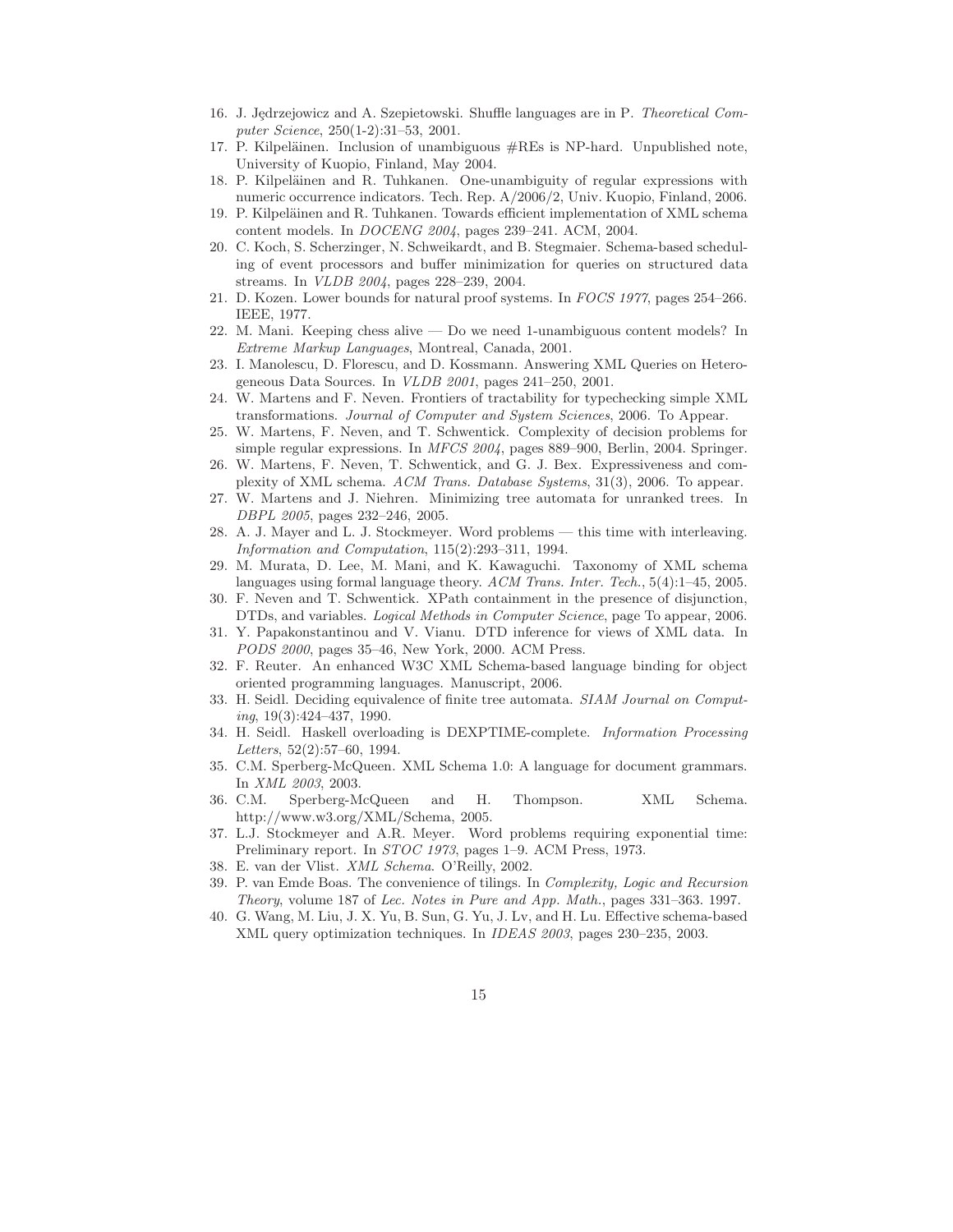16. J. Jędrzejowicz and A. Szepietowski. Shuffle languages are in P. *Theoretical Computer Science*, 250(1-2):31–53, 2001.
17. P. Kilpeläinen. Inclusion of unambiguous #REs is NP-hard. Unpublished note, University of Kuopio, Finland, May 2004.
18. P. Kilpeläinen and R. Tuhkanen. One-unambiguity of regular expressions with numeric occurrence indicators. Tech. Rep. A/2006/2, Univ. Kuopio, Finland, 2006.
19. P. Kilpeläinen and R. Tuhkanen. Towards efficient implementation of XML schema content models. In *DOCENG 2004*, pages 239–241. ACM, 2004.
20. C. Koch, S. Scherzinger, N. Schweikardt, and B. Stegmaier. Schema-based scheduling of event processors and buffer minimization for queries on structured data streams. In *VLDB 2004*, pages 228–239, 2004.
21. D. Kozen. Lower bounds for natural proof systems. In *FOCS 1977*, pages 254–266. IEEE, 1977.
22. M. Mani. Keeping chess alive — Do we need 1-unambiguous content models? In *Extreme Markup Languages*, Montreal, Canada, 2001.
23. I. Manolescu, D. Florescu, and D. Kossmann. Answering XML Queries on Heterogeneous Data Sources. In *VLDB 2001*, pages 241–250, 2001.
24. W. Martens and F. Neven. Frontiers of tractability for typechecking simple XML transformations. *Journal of Computer and System Sciences*, 2006. To Appear.
25. W. Martens, F. Neven, and T. Schwentick. Complexity of decision problems for simple regular expressions. In *MFCS 2004*, pages 889–900, Berlin, 2004. Springer.
26. W. Martens, F. Neven, T. Schwentick, and G. J. Bex. Expressiveness and complexity of XML schema. *ACM Trans. Database Systems*, 31(3), 2006. To appear.
27. W. Martens and J. Niehren. Minimizing tree automata for unranked trees. In *DBPL 2005*, pages 232–246, 2005.
28. A. J. Mayer and L. J. Stockmeyer. Word problems — this time with interleaving. *Information and Computation*, 115(2):293–311, 1994.
29. M. Murata, D. Lee, M. Mani, and K. Kawaguchi. Taxonomy of XML schema languages using formal language theory. *ACM Trans. Inter. Tech.*, 5(4):1–45, 2005.
30. F. Neven and T. Schwentick. XPath containment in the presence of disjunction, DTDs, and variables. *Logical Methods in Computer Science*, page To appear, 2006.
31. Y. Papakonstantinou and V. Vianu. DTD inference for views of XML data. In *PODS 2000*, pages 35–46, New York, 2000. ACM Press.
32. F. Reuter. An enhanced W3C XML Schema-based language binding for object oriented programming languages. Manuscript, 2006.
33. H. Seidl. Deciding equivalence of finite tree automata. *SIAM Journal on Computing*, 19(3):424–437, 1990.
34. H. Seidl. Haskell overloading is DEXPTIME-complete. *Information Processing Letters*, 52(2):57–60, 1994.
35. C.M. Sperberg-McQueen. XML Schema 1.0: A language for document grammars. In *XML 2003*, 2003.
36. C.M. Sperberg-McQueen and H. Thompson. XML Schema. http://www.w3.org/XML/Schema, 2005.
37. L.J. Stockmeyer and A.R. Meyer. Word problems requiring exponential time: Preliminary report. In *STOC 1973*, pages 1–9. ACM Press, 1973.
38. E. van der Vlist. *XML Schema*. O'Reilly, 2002.
39. P. van Emde Boas. The convenience of tilings. In *Complexity, Logic and Recursion Theory*, volume 187 of *Lec. Notes in Pure and App. Math.*, pages 331–363. 1997.
40. G. Wang, M. Liu, J. X. Yu, B. Sun, G. Yu, J. Lv, and H. Lu. Effective schema-based XML query optimization techniques. In *IDEAS 2003*, pages 230–235, 2003.